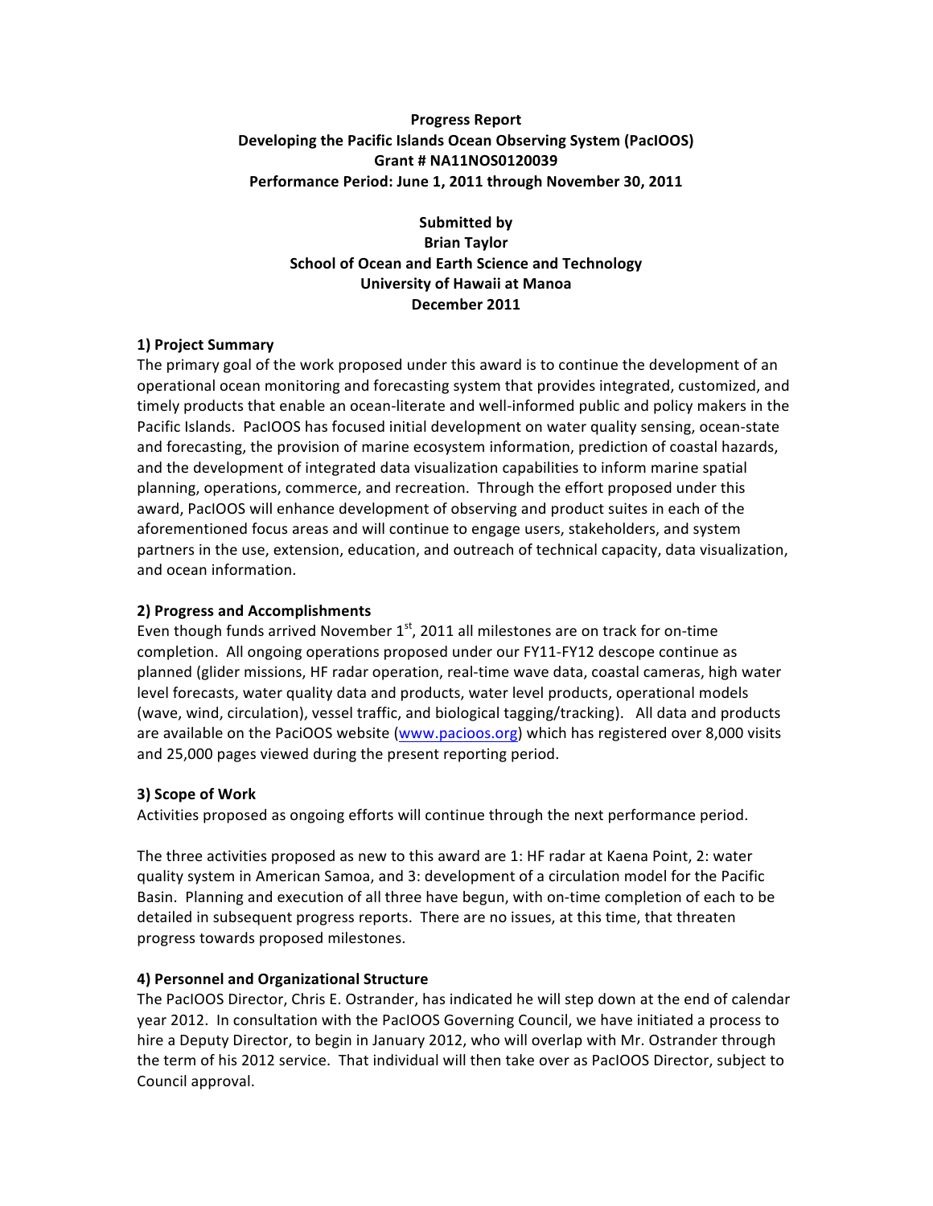**Progress Report**
**Developing the Pacific Islands Ocean Observing System (PacIOOS)**
**Grant # NA11NOS0120039**
**Performance Period: June 1, 2011 through November 30, 2011**

**Submitted by**
**Brian Taylor**
**School of Ocean and Earth Science and Technology**
**University of Hawaii at Manoa**
**December 2011**

## 1) Project Summary

The primary goal of the work proposed under this award is to continue the development of an operational ocean monitoring and forecasting system that provides integrated, customized, and timely products that enable an ocean-literate and well-informed public and policy makers in the Pacific Islands. PacIOOS has focused initial development on water quality sensing, ocean-state and forecasting, the provision of marine ecosystem information, prediction of coastal hazards, and the development of integrated data visualization capabilities to inform marine spatial planning, operations, commerce, and recreation. Through the effort proposed under this award, PacIOOS will enhance development of observing and product suites in each of the aforementioned focus areas and will continue to engage users, stakeholders, and system partners in the use, extension, education, and outreach of technical capacity, data visualization, and ocean information.

## 2) Progress and Accomplishments

Even though funds arrived November 1st, 2011 all milestones are on track for on-time completion. All ongoing operations proposed under our FY11-FY12 descope continue as planned (glider missions, HF radar operation, real-time wave data, coastal cameras, high water level forecasts, water quality data and products, water level products, operational models (wave, wind, circulation), vessel traffic, and biological tagging/tracking). All data and products are available on the PaciOOS website (www.pacioos.org) which has registered over 8,000 visits and 25,000 pages viewed during the present reporting period.

## 3) Scope of Work

Activities proposed as ongoing efforts will continue through the next performance period.

The three activities proposed as new to this award are 1: HF radar at Kaena Point, 2: water quality system in American Samoa, and 3: development of a circulation model for the Pacific Basin. Planning and execution of all three have begun, with on-time completion of each to be detailed in subsequent progress reports. There are no issues, at this time, that threaten progress towards proposed milestones.

## 4) Personnel and Organizational Structure

The PacIOOS Director, Chris E. Ostrander, has indicated he will step down at the end of calendar year 2012. In consultation with the PacIOOS Governing Council, we have initiated a process to hire a Deputy Director, to begin in January 2012, who will overlap with Mr. Ostrander through the term of his 2012 service. That individual will then take over as PacIOOS Director, subject to Council approval.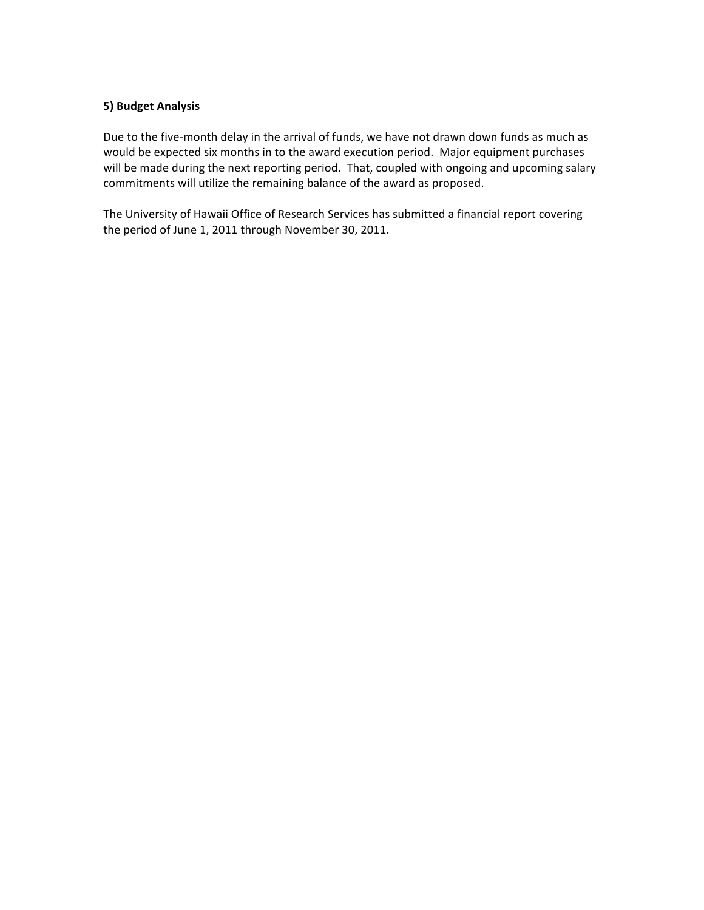**5) Budget Analysis**

Due to the five-month delay in the arrival of funds, we have not drawn down funds as much as would be expected six months in to the award execution period. Major equipment purchases will be made during the next reporting period. That, coupled with ongoing and upcoming salary commitments will utilize the remaining balance of the award as proposed.

The University of Hawaii Office of Research Services has submitted a financial report covering the period of June 1, 2011 through November 30, 2011.